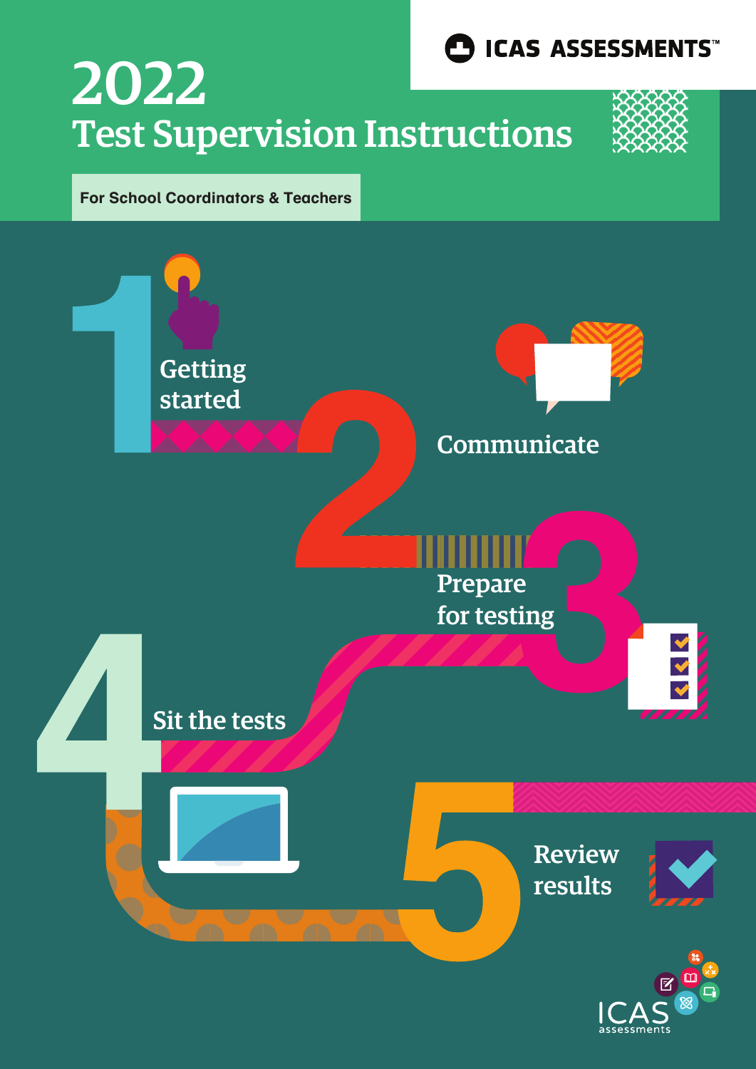ICAS ASSESSMENTS™

# 2022
# Test Supervision Instructions

**For School Coordinators & Teachers**

1. Getting started
2. Communicate
3. Prepare for testing
4. Sit the tests
5. Review results

ICAS assessments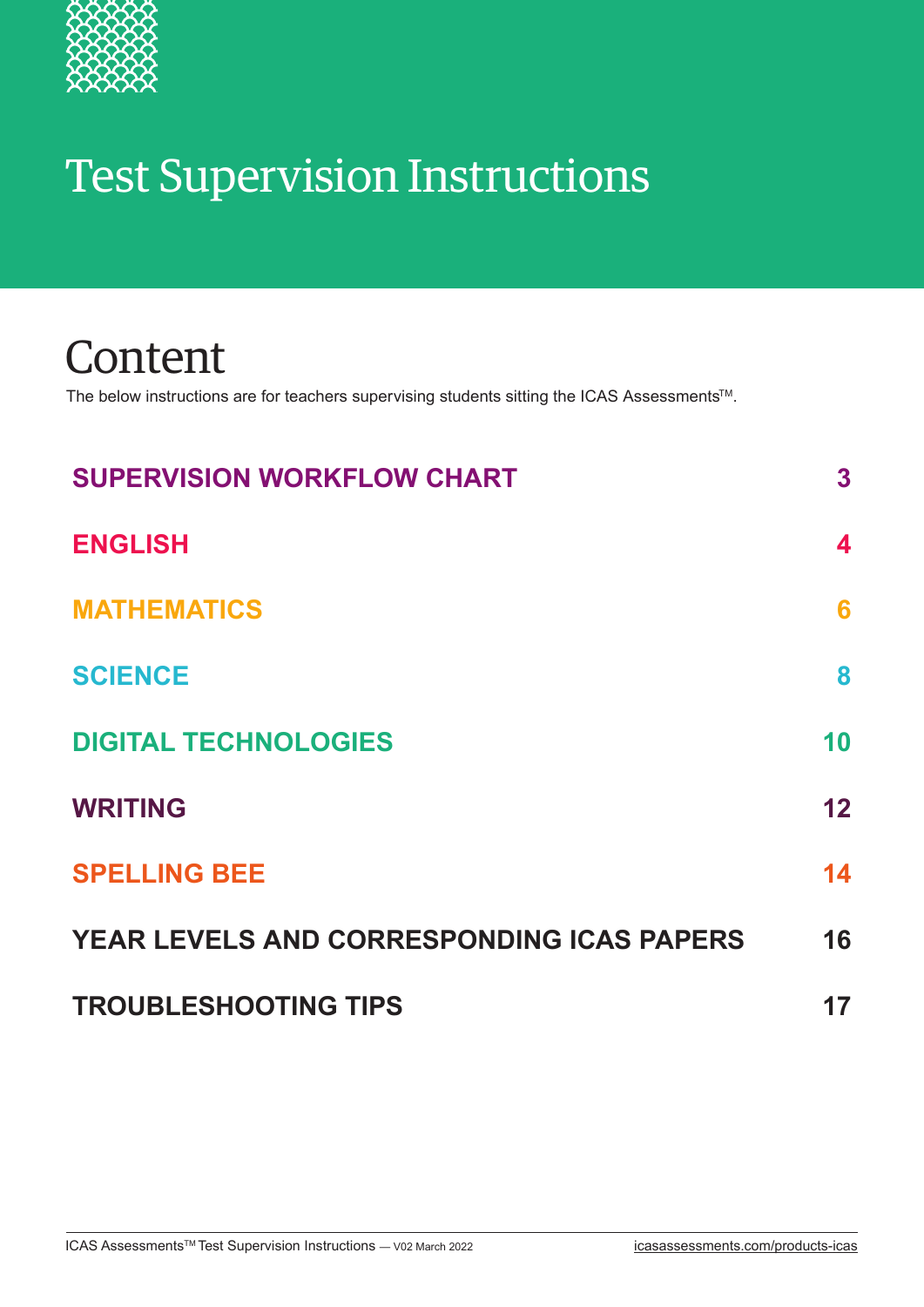# Test Supervision Instructions

## Content

The below instructions are for teachers supervising students sitting the ICAS AssessmentsTM.

| | |
|---|---|
| **SUPERVISION WORKFLOW CHART** | **3** |
| **ENGLISH** | **4** |
| **MATHEMATICS** | **6** |
| **SCIENCE** | **8** |
| **DIGITAL TECHNOLOGIES** | **10** |
| **WRITING** | **12** |
| **SPELLING BEE** | **14** |
| **YEAR LEVELS AND CORRESPONDING ICAS PAPERS** | **16** |
| **TROUBLESHOOTING TIPS** | **17** |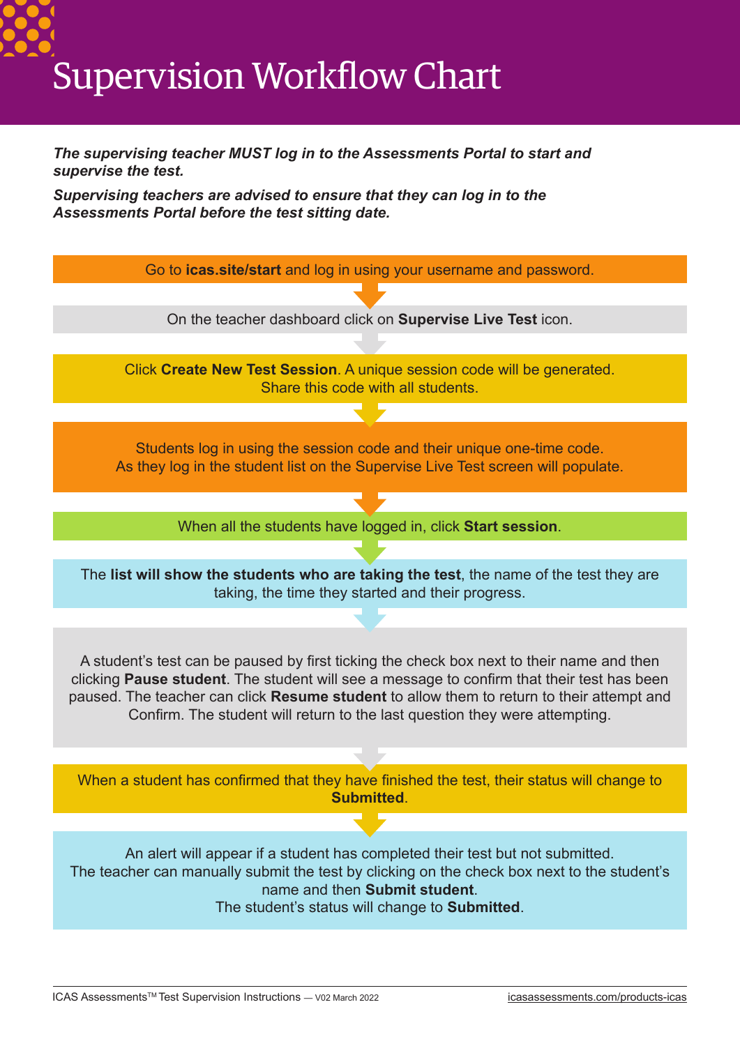# Supervision Workflow Chart

***The supervising teacher MUST log in to the Assessments Portal to start and supervise the test.***

***Supervising teachers are advised to ensure that they can log in to the Assessments Portal before the test sitting date.***

Go to **icas.site/start** and log in using your username and password.

On the teacher dashboard click on **Supervise Live Test** icon.

Click **Create New Test Session**. A unique session code will be generated. Share this code with all students.

Students log in using the session code and their unique one-time code. As they log in the student list on the Supervise Live Test screen will populate.

When all the students have logged in, click **Start session**.

The **list will show the students who are taking the test**, the name of the test they are taking, the time they started and their progress.

A student's test can be paused by first ticking the check box next to their name and then clicking **Pause student**. The student will see a message to confirm that their test has been paused. The teacher can click **Resume student** to allow them to return to their attempt and Confirm. The student will return to the last question they were attempting.

When a student has confirmed that they have finished the test, their status will change to **Submitted**.

An alert will appear if a student has completed their test but not submitted. The teacher can manually submit the test by clicking on the check box next to the student's name and then **Submit student**. The student's status will change to **Submitted**.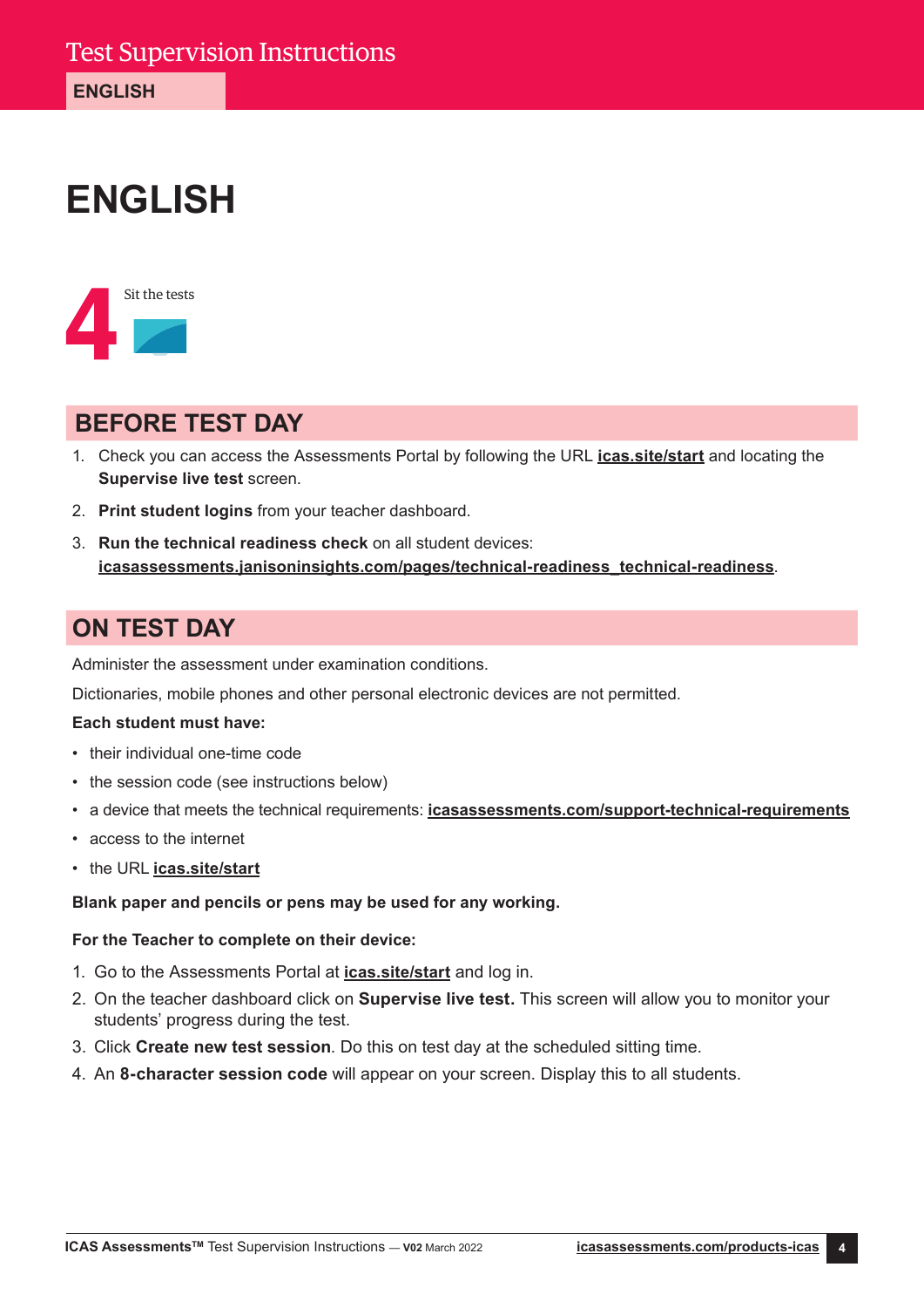# ENGLISH

**4** Sit the tests

## BEFORE TEST DAY

1. Check you can access the Assessments Portal by following the URL **icas.site/start** and locating the **Supervise live test** screen.
2. **Print student logins** from your teacher dashboard.
3. **Run the technical readiness check** on all student devices: **icasassessments.janisoninsights.com/pages/technical-readiness_technical-readiness**.

## ON TEST DAY

Administer the assessment under examination conditions.

Dictionaries, mobile phones and other personal electronic devices are not permitted.

**Each student must have:**

- their individual one-time code
- the session code (see instructions below)
- a device that meets the technical requirements: **icasassessments.com/support-technical-requirements**
- access to the internet
- the URL **icas.site/start**

**Blank paper and pencils or pens may be used for any working.**

**For the Teacher to complete on their device:**

1. Go to the Assessments Portal at **icas.site/start** and log in.
2. On the teacher dashboard click on **Supervise live test.** This screen will allow you to monitor your students' progress during the test.
3. Click **Create new test session**. Do this on test day at the scheduled sitting time.
4. An **8-character session code** will appear on your screen. Display this to all students.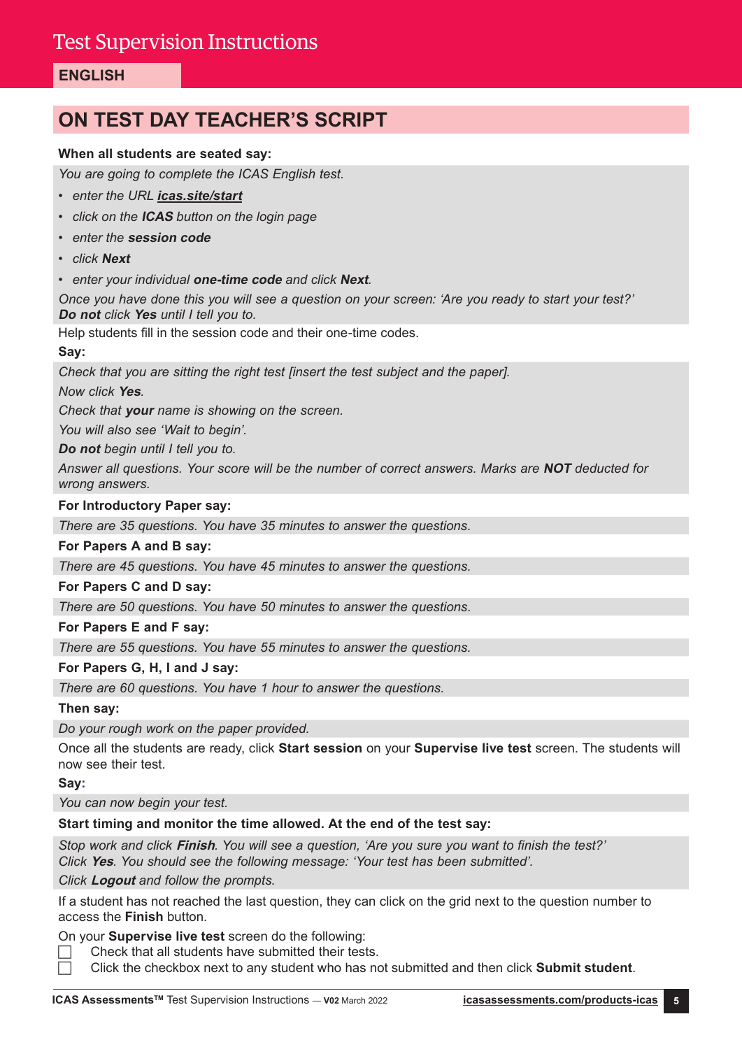# Test Supervision Instructions

## ENGLISH

## ON TEST DAY TEACHER'S SCRIPT

**When all students are seated say:**

*You are going to complete the ICAS English test.*

- *enter the URL* ***icas.site/start***
- *click on the* ***ICAS*** *button on the login page*
- *enter the* ***session code***
- *click* ***Next***
- *enter your individual* ***one-time code*** *and click* ***Next****.*

*Once you have done this you will see a question on your screen: 'Are you ready to start your test?'* ***Do not*** *click* ***Yes*** *until I tell you to.*

Help students fill in the session code and their one-time codes.

**Say:**

*Check that you are sitting the right test [insert the test subject and the paper].*

*Now click* ***Yes****.*

*Check that* ***your*** *name is showing on the screen.*

*You will also see 'Wait to begin'.*

***Do not*** *begin until I tell you to.*

*Answer all questions. Your score will be the number of correct answers. Marks are* ***NOT*** *deducted for wrong answers.*

**For Introductory Paper say:**

*There are 35 questions. You have 35 minutes to answer the questions.*

**For Papers A and B say:**

*There are 45 questions. You have 45 minutes to answer the questions.*

**For Papers C and D say:**

*There are 50 questions. You have 50 minutes to answer the questions.*

**For Papers E and F say:**

*There are 55 questions. You have 55 minutes to answer the questions.*

**For Papers G, H, I and J say:**

*There are 60 questions. You have 1 hour to answer the questions.*

**Then say:**

*Do your rough work on the paper provided.*

Once all the students are ready, click **Start session** on your **Supervise live test** screen. The students will now see their test.

**Say:**

*You can now begin your test.*

**Start timing and monitor the time allowed. At the end of the test say:**

*Stop work and click* ***Finish****. You will see a question, 'Are you sure you want to finish the test?' Click* ***Yes****. You should see the following message: 'Your test has been submitted'.*

*Click* ***Logout*** *and follow the prompts.*

If a student has not reached the last question, they can click on the grid next to the question number to access the **Finish** button.

On your **Supervise live test** screen do the following:

- [ ] Check that all students have submitted their tests.
- [ ] Click the checkbox next to any student who has not submitted and then click **Submit student**.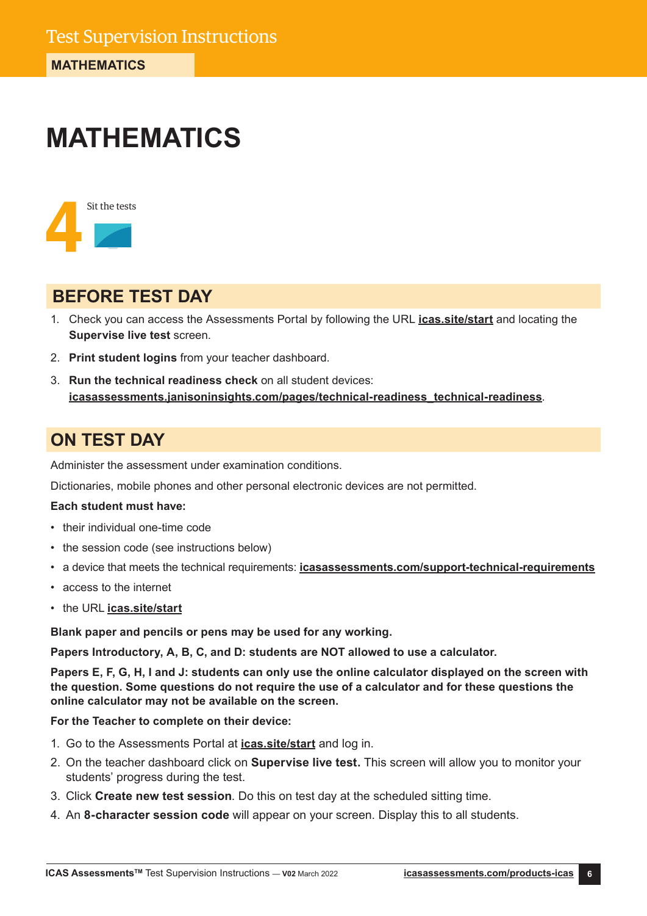# MATHEMATICS

4 Sit the tests

## BEFORE TEST DAY

1. Check you can access the Assessments Portal by following the URL **icas.site/start** and locating the **Supervise live test** screen.
2. **Print student logins** from your teacher dashboard.
3. **Run the technical readiness check** on all student devices: **icasassessments.janisoninsights.com/pages/technical-readiness_technical-readiness**.

## ON TEST DAY

Administer the assessment under examination conditions.

Dictionaries, mobile phones and other personal electronic devices are not permitted.

**Each student must have:**

- their individual one-time code
- the session code (see instructions below)
- a device that meets the technical requirements: **icasassessments.com/support-technical-requirements**
- access to the internet
- the URL **icas.site/start**

**Blank paper and pencils or pens may be used for any working.**

**Papers Introductory, A, B, C, and D: students are NOT allowed to use a calculator.**

**Papers E, F, G, H, I and J: students can only use the online calculator displayed on the screen with the question. Some questions do not require the use of a calculator and for these questions the online calculator may not be available on the screen.**

**For the Teacher to complete on their device:**

1. Go to the Assessments Portal at **icas.site/start** and log in.
2. On the teacher dashboard click on **Supervise live test.** This screen will allow you to monitor your students' progress during the test.
3. Click **Create new test session**. Do this on test day at the scheduled sitting time.
4. An **8-character session code** will appear on your screen. Display this to all students.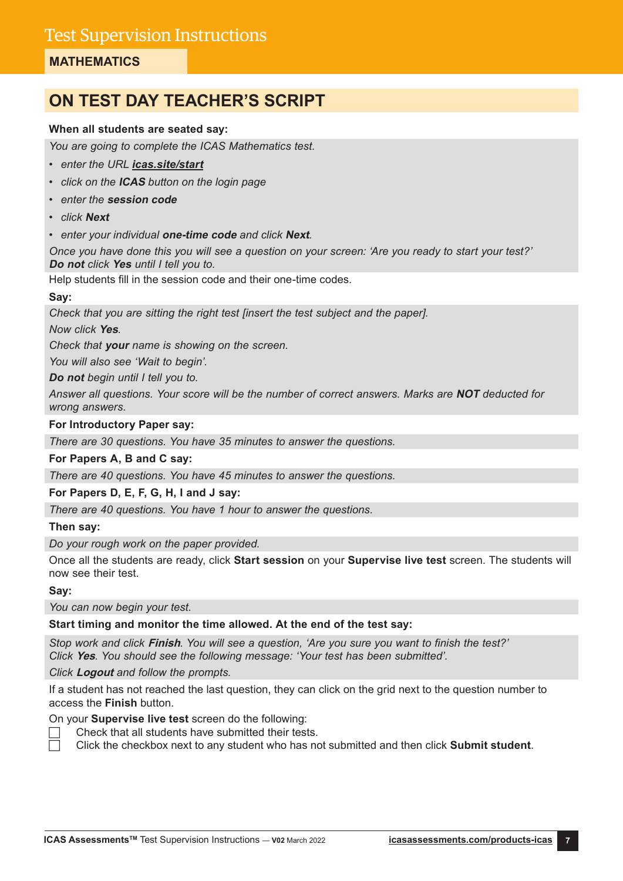# Test Supervision Instructions

**MATHEMATICS**

## ON TEST DAY TEACHER'S SCRIPT

**When all students are seated say:**

*You are going to complete the ICAS Mathematics test.*

- *enter the URL **icas.site/start***
- *click on the **ICAS** button on the login page*
- *enter the **session code***
- *click **Next***
- *enter your individual **one-time code** and click **Next**.*

*Once you have done this you will see a question on your screen: 'Are you ready to start your test?' **Do not** click **Yes** until I tell you to.*

Help students fill in the session code and their one-time codes.

**Say:**

*Check that you are sitting the right test [insert the test subject and the paper].*

*Now click **Yes**.*

*Check that **your** name is showing on the screen.*

*You will also see 'Wait to begin'.*

***Do not** begin until I tell you to.*

*Answer all questions. Your score will be the number of correct answers. Marks are **NOT** deducted for wrong answers.*

**For Introductory Paper say:**

*There are 30 questions. You have 35 minutes to answer the questions.*

**For Papers A, B and C say:**

*There are 40 questions. You have 45 minutes to answer the questions.*

**For Papers D, E, F, G, H, I and J say:**

*There are 40 questions. You have 1 hour to answer the questions.*

**Then say:**

*Do your rough work on the paper provided.*

Once all the students are ready, click **Start session** on your **Supervise live test** screen. The students will now see their test.

**Say:**

*You can now begin your test.*

**Start timing and monitor the time allowed. At the end of the test say:**

*Stop work and click **Finish**. You will see a question, 'Are you sure you want to finish the test?' Click **Yes**. You should see the following message: 'Your test has been submitted'.*

*Click **Logout** and follow the prompts.*

If a student has not reached the last question, they can click on the grid next to the question number to access the **Finish** button.

On your **Supervise live test** screen do the following:

- [ ] Check that all students have submitted their tests.
- [ ] Click the checkbox next to any student who has not submitted and then click **Submit student**.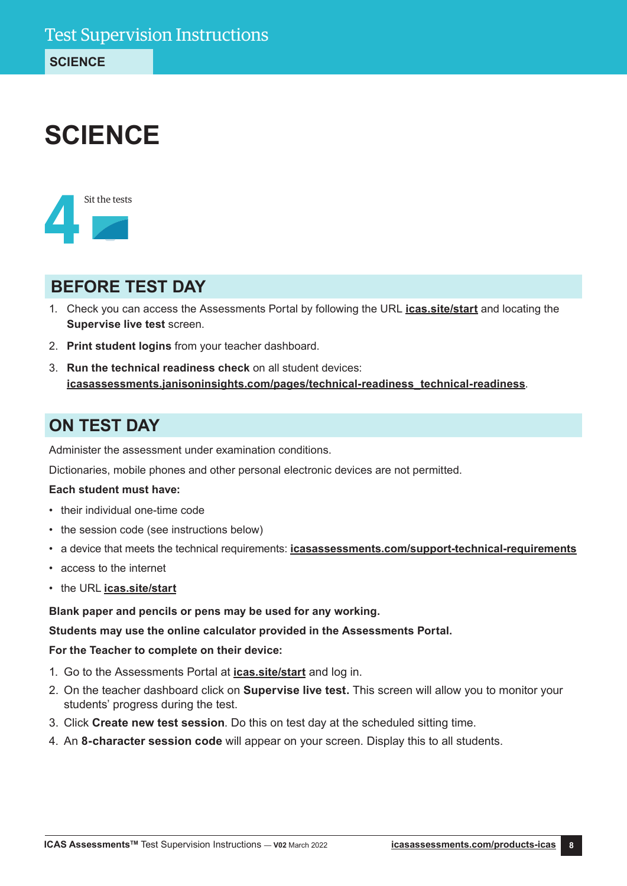# SCIENCE

4 Sit the tests

## BEFORE TEST DAY

1. Check you can access the Assessments Portal by following the URL **icas.site/start** and locating the **Supervise live test** screen.
2. **Print student logins** from your teacher dashboard.
3. **Run the technical readiness check** on all student devices: **icasassessments.janisoninsights.com/pages/technical-readiness_technical-readiness**.

## ON TEST DAY

Administer the assessment under examination conditions.

Dictionaries, mobile phones and other personal electronic devices are not permitted.

**Each student must have:**

- their individual one-time code
- the session code (see instructions below)
- a device that meets the technical requirements: **icasassessments.com/support-technical-requirements**
- access to the internet
- the URL **icas.site/start**

**Blank paper and pencils or pens may be used for any working.**

**Students may use the online calculator provided in the Assessments Portal.**

**For the Teacher to complete on their device:**

1. Go to the Assessments Portal at **icas.site/start** and log in.
2. On the teacher dashboard click on **Supervise live test.** This screen will allow you to monitor your students' progress during the test.
3. Click **Create new test session**. Do this on test day at the scheduled sitting time.
4. An **8-character session code** will appear on your screen. Display this to all students.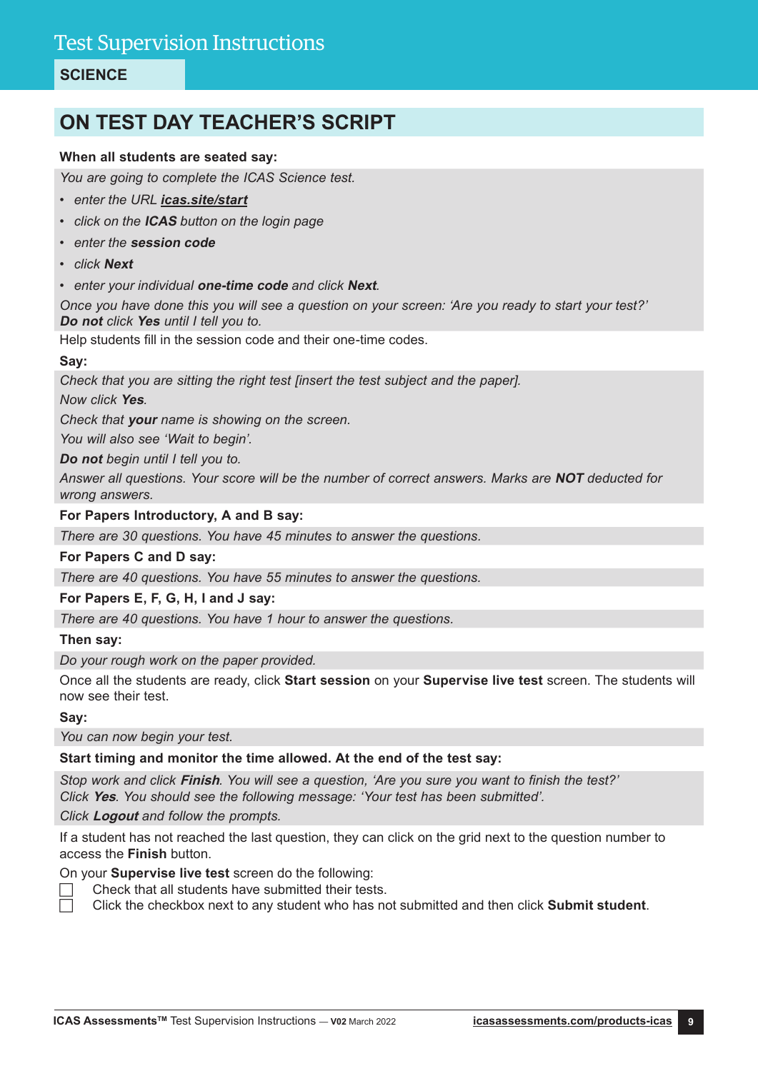# Test Supervision Instructions

**SCIENCE**

## ON TEST DAY TEACHER'S SCRIPT

**When all students are seated say:**

*You are going to complete the ICAS Science test.*

- *enter the URL **icas.site/start***
- *click on the **ICAS** button on the login page*
- *enter the **session code***
- *click **Next***
- *enter your individual **one-time code** and click **Next**.*

*Once you have done this you will see a question on your screen: 'Are you ready to start your test?' **Do not** click **Yes** until I tell you to.*

Help students fill in the session code and their one-time codes.

**Say:**

*Check that you are sitting the right test [insert the test subject and the paper].*

*Now click **Yes**.*

*Check that **your** name is showing on the screen.*

*You will also see 'Wait to begin'.*

***Do not** begin until I tell you to.*

*Answer all questions. Your score will be the number of correct answers. Marks are **NOT** deducted for wrong answers.*

**For Papers Introductory, A and B say:**

*There are 30 questions. You have 45 minutes to answer the questions.*

**For Papers C and D say:**

*There are 40 questions. You have 55 minutes to answer the questions.*

**For Papers E, F, G, H, I and J say:**

*There are 40 questions. You have 1 hour to answer the questions.*

**Then say:**

*Do your rough work on the paper provided.*

Once all the students are ready, click **Start session** on your **Supervise live test** screen. The students will now see their test.

**Say:**

*You can now begin your test.*

**Start timing and monitor the time allowed. At the end of the test say:**

*Stop work and click **Finish**. You will see a question, 'Are you sure you want to finish the test?' Click **Yes**. You should see the following message: 'Your test has been submitted'.*

*Click **Logout** and follow the prompts.*

If a student has not reached the last question, they can click on the grid next to the question number to access the **Finish** button.

On your **Supervise live test** screen do the following:

- [ ] Check that all students have submitted their tests.
- [ ] Click the checkbox next to any student who has not submitted and then click **Submit student**.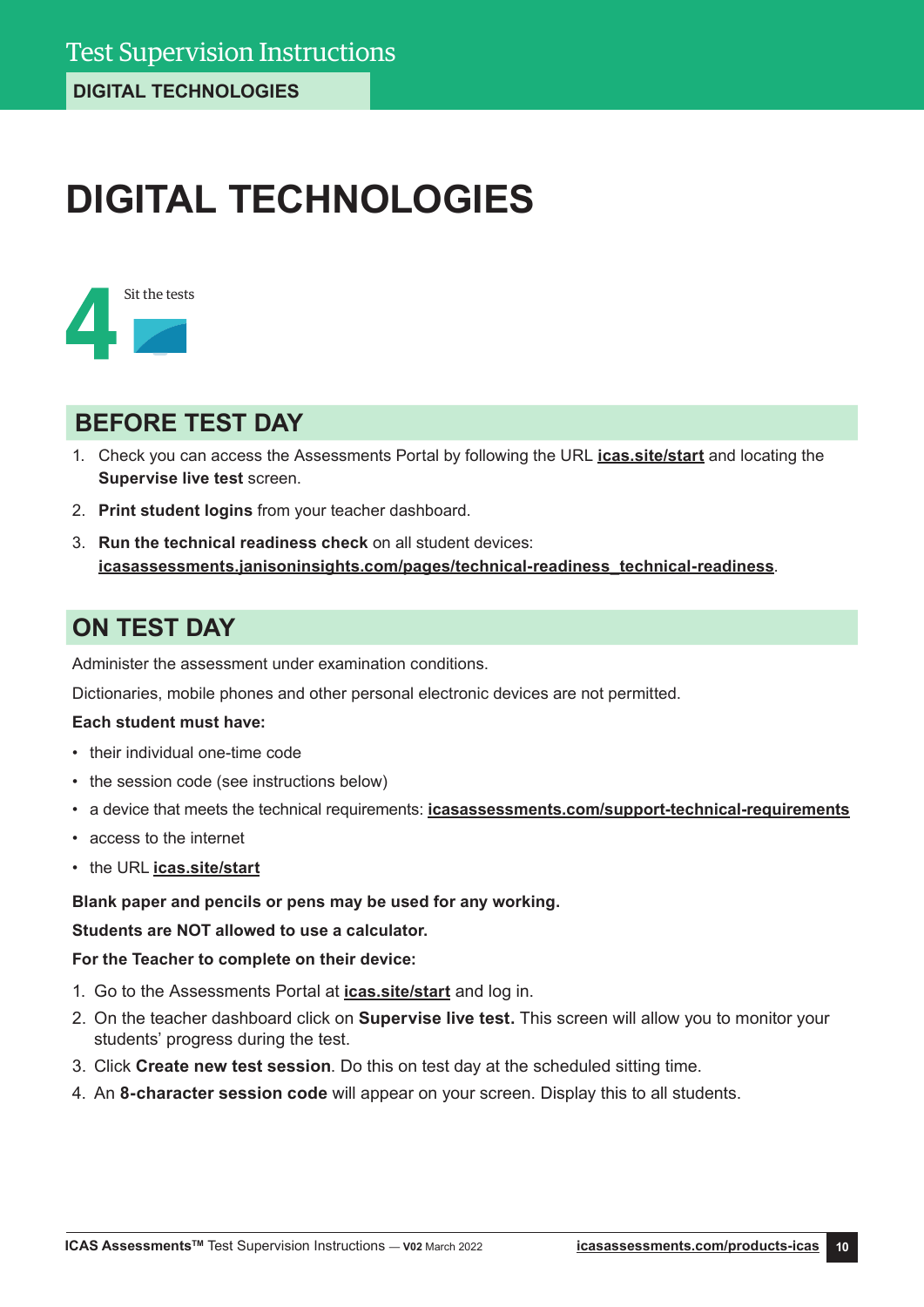# DIGITAL TECHNOLOGIES

**4** Sit the tests

## BEFORE TEST DAY

1. Check you can access the Assessments Portal by following the URL **icas.site/start** and locating the **Supervise live test** screen.
2. **Print student logins** from your teacher dashboard.
3. **Run the technical readiness check** on all student devices: **icasassessments.janisoninsights.com/pages/technical-readiness_technical-readiness**.

## ON TEST DAY

Administer the assessment under examination conditions.

Dictionaries, mobile phones and other personal electronic devices are not permitted.

**Each student must have:**

- their individual one-time code
- the session code (see instructions below)
- a device that meets the technical requirements: **icasassessments.com/support-technical-requirements**
- access to the internet
- the URL **icas.site/start**

**Blank paper and pencils or pens may be used for any working.**

**Students are NOT allowed to use a calculator.**

**For the Teacher to complete on their device:**

1. Go to the Assessments Portal at **icas.site/start** and log in.
2. On the teacher dashboard click on **Supervise live test.** This screen will allow you to monitor your students' progress during the test.
3. Click **Create new test session**. Do this on test day at the scheduled sitting time.
4. An **8-character session code** will appear on your screen. Display this to all students.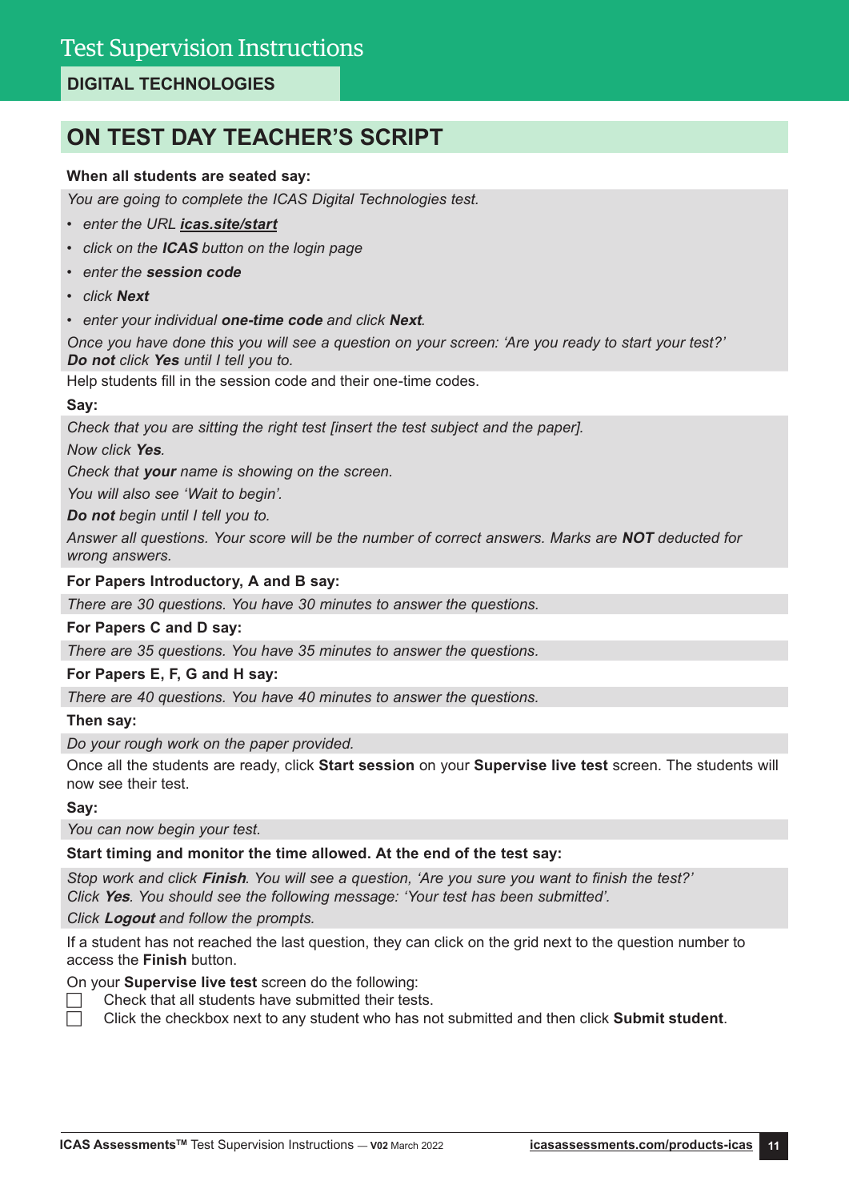# Test Supervision Instructions

## DIGITAL TECHNOLOGIES

## ON TEST DAY TEACHER'S SCRIPT

**When all students are seated say:**

*You are going to complete the ICAS Digital Technologies test.*

- *enter the URL* ***icas.site/start***
- *click on the* ***ICAS*** *button on the login page*
- *enter the* ***session code***
- *click* ***Next***
- *enter your individual* ***one-time code*** *and click* ***Next****.*

*Once you have done this you will see a question on your screen: 'Are you ready to start your test?'* ***Do not*** *click* ***Yes*** *until I tell you to.*

Help students fill in the session code and their one-time codes.

**Say:**

*Check that you are sitting the right test [insert the test subject and the paper].*

*Now click* ***Yes****.*

*Check that* ***your*** *name is showing on the screen.*

*You will also see 'Wait to begin'.*

***Do not*** *begin until I tell you to.*

*Answer all questions. Your score will be the number of correct answers. Marks are* ***NOT*** *deducted for wrong answers.*

**For Papers Introductory, A and B say:**

*There are 30 questions. You have 30 minutes to answer the questions.*

**For Papers C and D say:**

*There are 35 questions. You have 35 minutes to answer the questions.*

**For Papers E, F, G and H say:**

*There are 40 questions. You have 40 minutes to answer the questions.*

**Then say:**

*Do your rough work on the paper provided.*

Once all the students are ready, click **Start session** on your **Supervise live test** screen. The students will now see their test.

**Say:**

*You can now begin your test.*

**Start timing and monitor the time allowed. At the end of the test say:**

*Stop work and click* ***Finish****. You will see a question, 'Are you sure you want to finish the test?' Click* ***Yes****. You should see the following message: 'Your test has been submitted'.*

*Click* ***Logout*** *and follow the prompts.*

If a student has not reached the last question, they can click on the grid next to the question number to access the **Finish** button.

On your **Supervise live test** screen do the following:

- [ ] Check that all students have submitted their tests.
- [ ] Click the checkbox next to any student who has not submitted and then click **Submit student**.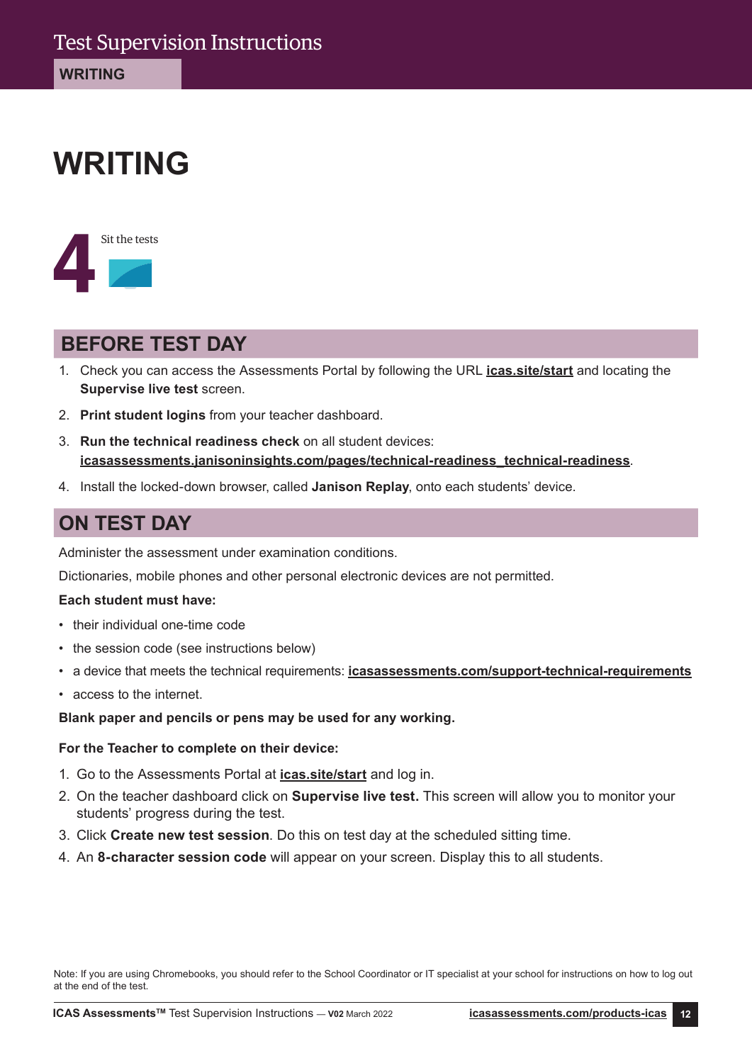# WRITING

**4** Sit the tests

## BEFORE TEST DAY

1. Check you can access the Assessments Portal by following the URL **icas.site/start** and locating the **Supervise live test** screen.
2. **Print student logins** from your teacher dashboard.
3. **Run the technical readiness check** on all student devices: **icasassessments.janisoninsights.com/pages/technical-readiness_technical-readiness**.
4. Install the locked-down browser, called **Janison Replay**, onto each students' device.

## ON TEST DAY

Administer the assessment under examination conditions.

Dictionaries, mobile phones and other personal electronic devices are not permitted.

**Each student must have:**

- their individual one-time code
- the session code (see instructions below)
- a device that meets the technical requirements: **icasassessments.com/support-technical-requirements**
- access to the internet.

**Blank paper and pencils or pens may be used for any working.**

**For the Teacher to complete on their device:**

1. Go to the Assessments Portal at **icas.site/start** and log in.
2. On the teacher dashboard click on **Supervise live test.** This screen will allow you to monitor your students' progress during the test.
3. Click **Create new test session**. Do this on test day at the scheduled sitting time.
4. An **8-character session code** will appear on your screen. Display this to all students.

Note: If you are using Chromebooks, you should refer to the School Coordinator or IT specialist at your school for instructions on how to log out at the end of the test.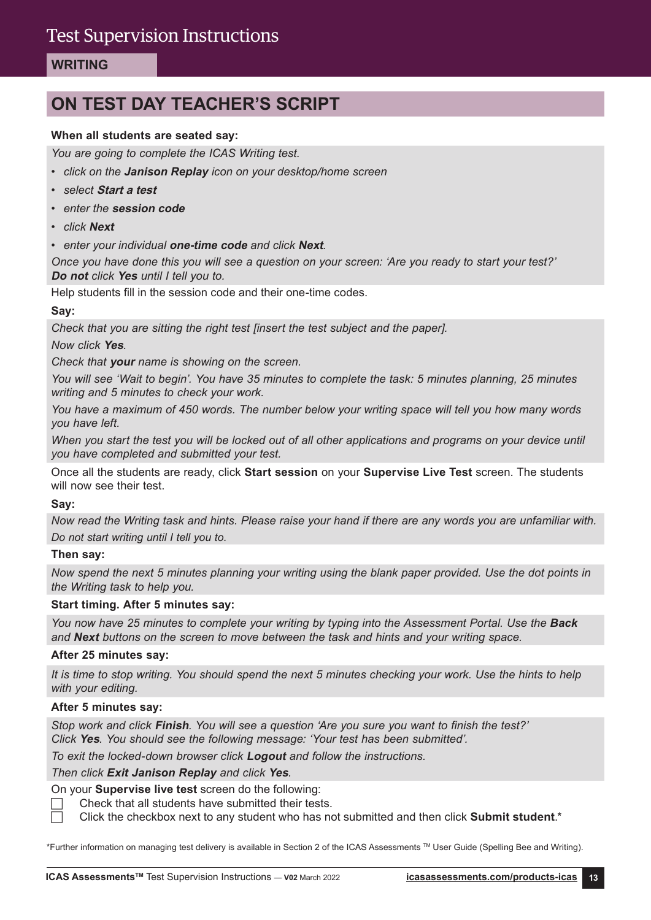# Test Supervision Instructions

## WRITING

## ON TEST DAY TEACHER'S SCRIPT

**When all students are seated say:**

*You are going to complete the ICAS Writing test.*

- *click on the* ***Janison Replay*** *icon on your desktop/home screen*
- *select* ***Start a test***
- *enter the* ***session code***
- *click* ***Next***
- *enter your individual* ***one-time code*** *and click* ***Next****.*

*Once you have done this you will see a question on your screen: 'Are you ready to start your test?'* ***Do not*** *click* ***Yes*** *until I tell you to.*

Help students fill in the session code and their one-time codes.

**Say:**

*Check that you are sitting the right test [insert the test subject and the paper].*

*Now click* ***Yes****.*

*Check that* ***your*** *name is showing on the screen.*

*You will see 'Wait to begin'. You have 35 minutes to complete the task: 5 minutes planning, 25 minutes writing and 5 minutes to check your work.*

*You have a maximum of 450 words. The number below your writing space will tell you how many words you have left.*

*When you start the test you will be locked out of all other applications and programs on your device until you have completed and submitted your test.*

Once all the students are ready, click **Start session** on your **Supervise Live Test** screen. The students will now see their test.

**Say:**

*Now read the Writing task and hints. Please raise your hand if there are any words you are unfamiliar with.*

*Do not start writing until I tell you to.*

**Then say:**

*Now spend the next 5 minutes planning your writing using the blank paper provided. Use the dot points in the Writing task to help you.*

**Start timing. After 5 minutes say:**

*You now have 25 minutes to complete your writing by typing into the Assessment Portal. Use the* ***Back*** *and* ***Next*** *buttons on the screen to move between the task and hints and your writing space.*

**After 25 minutes say:**

*It is time to stop writing. You should spend the next 5 minutes checking your work. Use the hints to help with your editing.*

**After 5 minutes say:**

*Stop work and click* ***Finish****. You will see a question 'Are you sure you want to finish the test?'*
*Click* ***Yes****. You should see the following message: 'Your test has been submitted'.*

*To exit the locked-down browser click* ***Logout*** *and follow the instructions.*

*Then click* ***Exit Janison Replay*** *and click* ***Yes****.*

On your **Supervise live test** screen do the following:

- ☐ Check that all students have submitted their tests.
- ☐ Click the checkbox next to any student who has not submitted and then click **Submit student**.*

*Further information on managing test delivery is available in Section 2 of the ICAS Assessments ™ User Guide (Spelling Bee and Writing).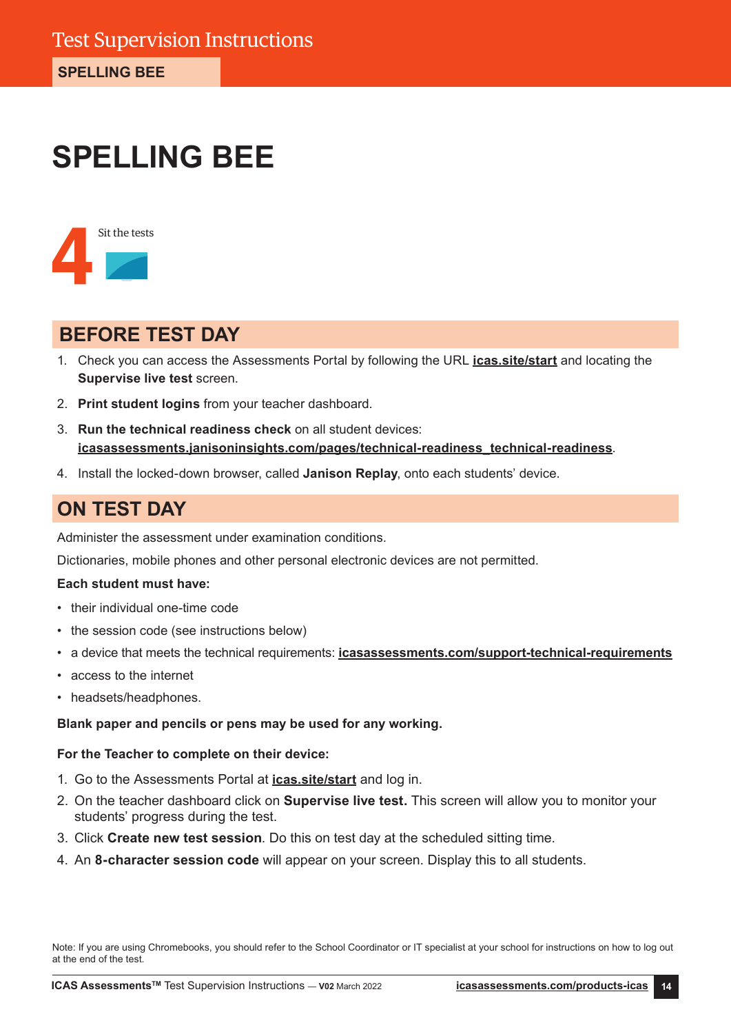# SPELLING BEE

**4** Sit the tests

## BEFORE TEST DAY

1. Check you can access the Assessments Portal by following the URL **icas.site/start** and locating the **Supervise live test** screen.
2. **Print student logins** from your teacher dashboard.
3. **Run the technical readiness check** on all student devices: **icasassessments.janisoninsights.com/pages/technical-readiness_technical-readiness**.
4. Install the locked-down browser, called **Janison Replay**, onto each students' device.

## ON TEST DAY

Administer the assessment under examination conditions.

Dictionaries, mobile phones and other personal electronic devices are not permitted.

**Each student must have:**

- their individual one-time code
- the session code (see instructions below)
- a device that meets the technical requirements: **icasassessments.com/support-technical-requirements**
- access to the internet
- headsets/headphones.

**Blank paper and pencils or pens may be used for any working.**

**For the Teacher to complete on their device:**

1. Go to the Assessments Portal at **icas.site/start** and log in.
2. On the teacher dashboard click on **Supervise live test.** This screen will allow you to monitor your students' progress during the test.
3. Click **Create new test session**. Do this on test day at the scheduled sitting time.
4. An **8-character session code** will appear on your screen. Display this to all students.

Note: If you are using Chromebooks, you should refer to the School Coordinator or IT specialist at your school for instructions on how to log out at the end of the test.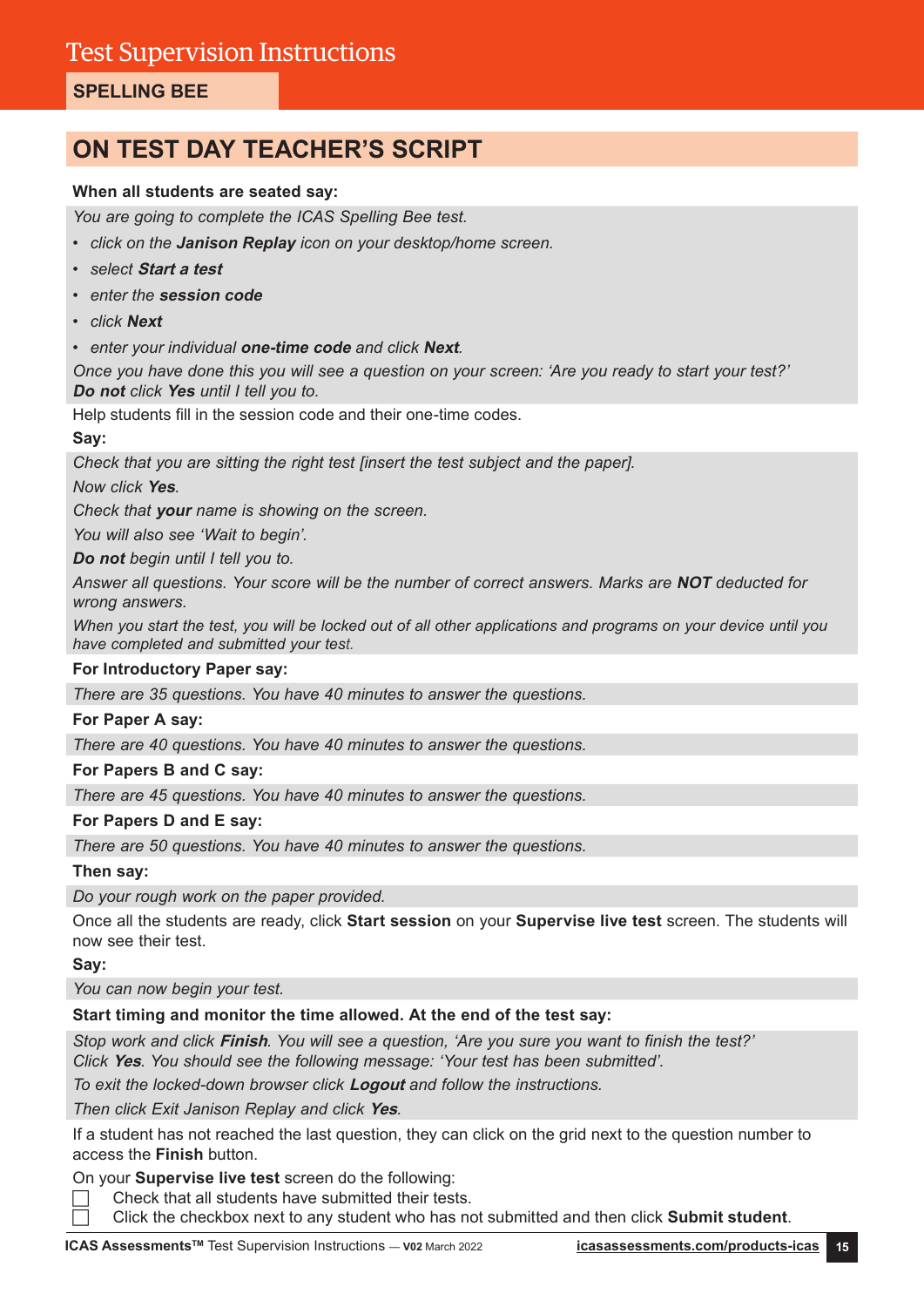# Test Supervision Instructions

**SPELLING BEE**

## ON TEST DAY TEACHER'S SCRIPT

**When all students are seated say:**

*You are going to complete the ICAS Spelling Bee test.*

- *click on the **Janison Replay** icon on your desktop/home screen.*
- *select **Start a test***
- *enter the **session code***
- *click **Next***
- *enter your individual **one-time code** and click **Next**.*

*Once you have done this you will see a question on your screen: 'Are you ready to start your test?' **Do not** click **Yes** until I tell you to.*

Help students fill in the session code and their one-time codes.

**Say:**

*Check that you are sitting the right test [insert the test subject and the paper].*

*Now click **Yes**.*

*Check that **your** name is showing on the screen.*

*You will also see 'Wait to begin'.*

***Do not** begin until I tell you to.*

*Answer all questions. Your score will be the number of correct answers. Marks are **NOT** deducted for wrong answers.*

*When you start the test, you will be locked out of all other applications and programs on your device until you have completed and submitted your test.*

**For Introductory Paper say:**

*There are 35 questions. You have 40 minutes to answer the questions.*

**For Paper A say:**

*There are 40 questions. You have 40 minutes to answer the questions.*

**For Papers B and C say:**

*There are 45 questions. You have 40 minutes to answer the questions.*

**For Papers D and E say:**

*There are 50 questions. You have 40 minutes to answer the questions.*

**Then say:**

*Do your rough work on the paper provided.*

Once all the students are ready, click **Start session** on your **Supervise live test** screen. The students will now see their test.

**Say:**

*You can now begin your test.*

**Start timing and monitor the time allowed. At the end of the test say:**

*Stop work and click **Finish**. You will see a question, 'Are you sure you want to finish the test?' Click **Yes**. You should see the following message: 'Your test has been submitted'.*

*To exit the locked-down browser click **Logout** and follow the instructions.*

*Then click Exit Janison Replay and click **Yes**.*

If a student has not reached the last question, they can click on the grid next to the question number to access the **Finish** button.

On your **Supervise live test** screen do the following:

- [ ] Check that all students have submitted their tests.
- [ ] Click the checkbox next to any student who has not submitted and then click **Submit student**.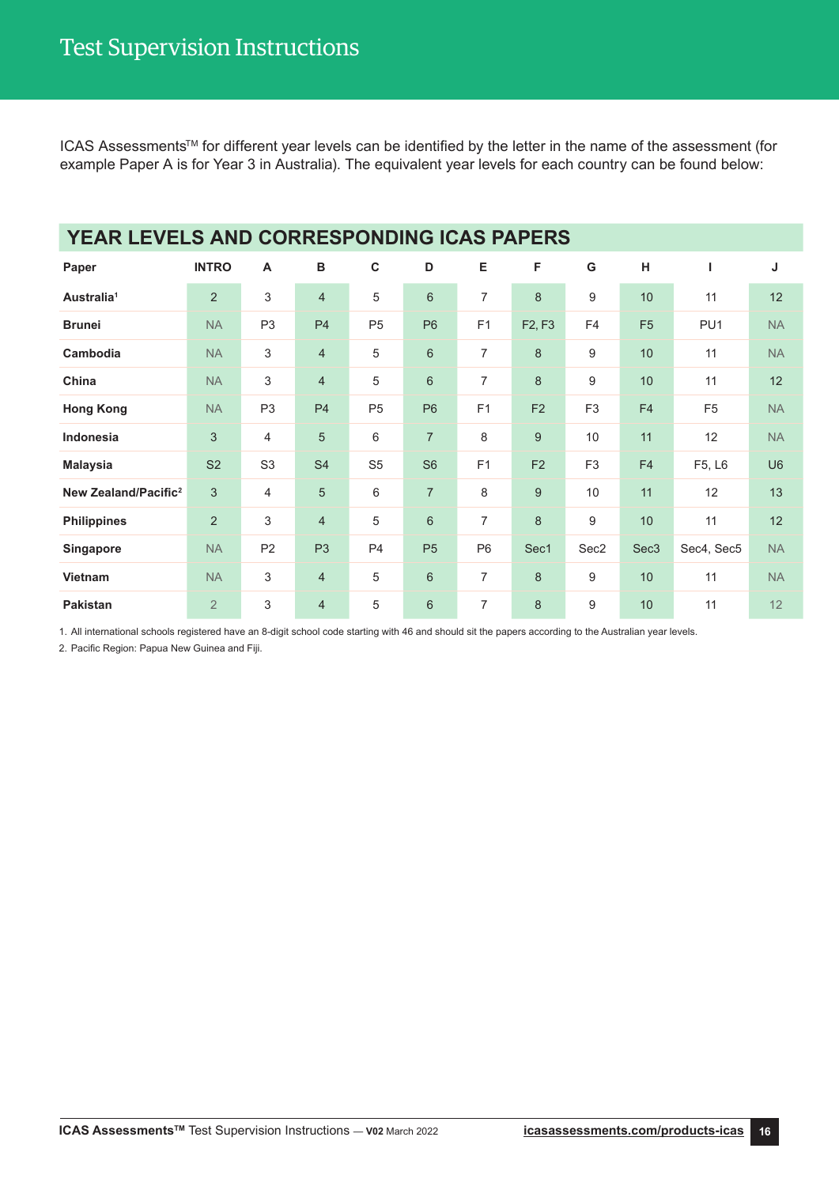# Test Supervision Instructions

ICAS Assessments™ for different year levels can be identified by the letter in the name of the assessment (for example Paper A is for Year 3 in Australia). The equivalent year levels for each country can be found below:

## YEAR LEVELS AND CORRESPONDING ICAS PAPERS

| Paper | INTRO | A | B | C | D | E | F | G | H | I | J |
|---|---|---|---|---|---|---|---|---|---|---|---|
| **Australia**[1] | 2 | 3 | 4 | 5 | 6 | 7 | 8 | 9 | 10 | 11 | 12 |
| **Brunei** | NA | P3 | P4 | P5 | P6 | F1 | F2, F3 | F4 | F5 | PU1 | NA |
| **Cambodia** | NA | 3 | 4 | 5 | 6 | 7 | 8 | 9 | 10 | 11 | NA |
| **China** | NA | 3 | 4 | 5 | 6 | 7 | 8 | 9 | 10 | 11 | 12 |
| **Hong Kong** | NA | P3 | P4 | P5 | P6 | F1 | F2 | F3 | F4 | F5 | NA |
| **Indonesia** | 3 | 4 | 5 | 6 | 7 | 8 | 9 | 10 | 11 | 12 | NA |
| **Malaysia** | S2 | S3 | S4 | S5 | S6 | F1 | F2 | F3 | F4 | F5, L6 | U6 |
| **New Zealand/Pacific**[2] | 3 | 4 | 5 | 6 | 7 | 8 | 9 | 10 | 11 | 12 | 13 |
| **Philippines** | 2 | 3 | 4 | 5 | 6 | 7 | 8 | 9 | 10 | 11 | 12 |
| **Singapore** | NA | P2 | P3 | P4 | P5 | P6 | Sec1 | Sec2 | Sec3 | Sec4, Sec5 | NA |
| **Vietnam** | NA | 3 | 4 | 5 | 6 | 7 | 8 | 9 | 10 | 11 | NA |
| **Pakistan** | 2 | 3 | 4 | 5 | 6 | 7 | 8 | 9 | 10 | 11 | 12 |

1. All international schools registered have an 8-digit school code starting with 46 and should sit the papers according to the Australian year levels.
2. Pacific Region: Papua New Guinea and Fiji.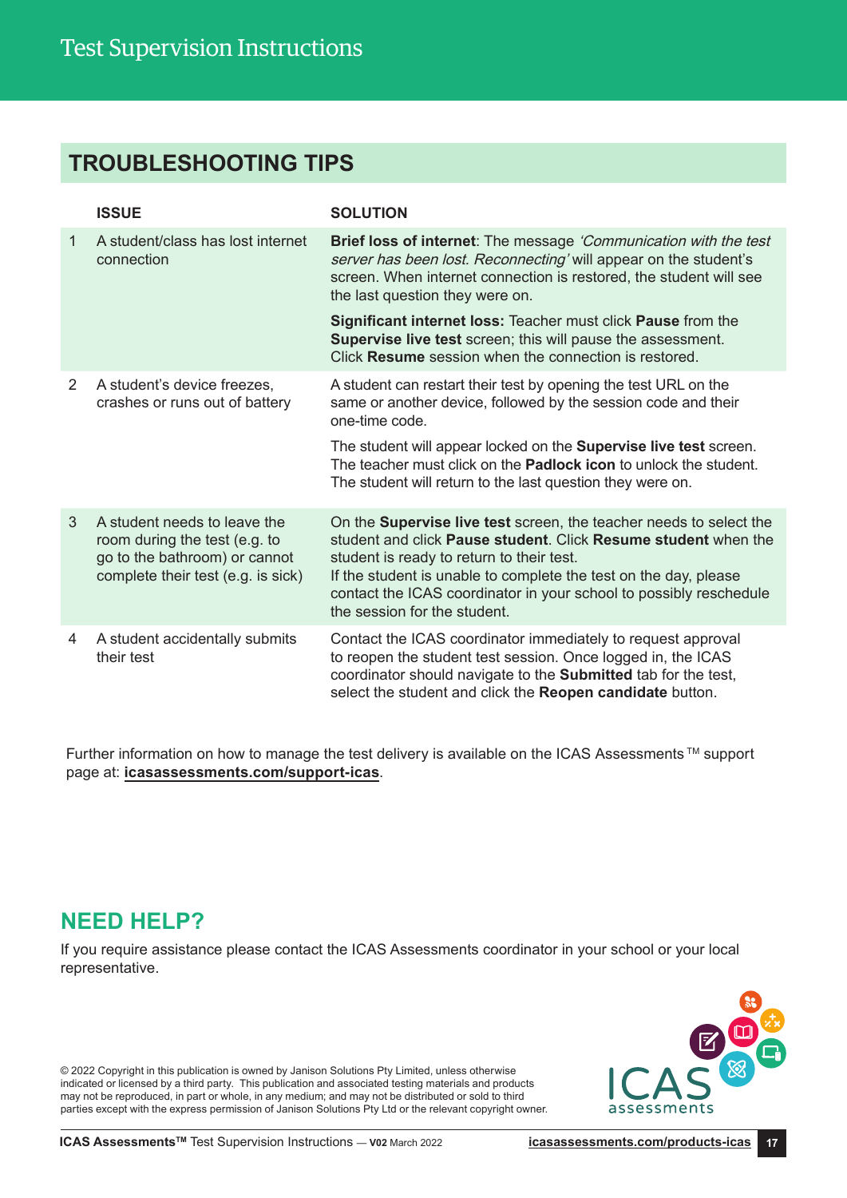## TROUBLESHOOTING TIPS

| | ISSUE | SOLUTION |
|---|---|---|
| 1 | A student/class has lost internet connection | **Brief loss of internet**: The message *'Communication with the test server has been lost. Reconnecting'* will appear on the student's screen. When internet connection is restored, the student will see the last question they were on.<br><br>**Significant internet loss:** Teacher must click **Pause** from the **Supervise live test** screen; this will pause the assessment. Click **Resume** session when the connection is restored. |
| 2 | A student's device freezes, crashes or runs out of battery | A student can restart their test by opening the test URL on the same or another device, followed by the session code and their one-time code.<br><br>The student will appear locked on the **Supervise live test** screen. The teacher must click on the **Padlock icon** to unlock the student. The student will return to the last question they were on. |
| 3 | A student needs to leave the room during the test (e.g. to go to the bathroom) or cannot complete their test (e.g. is sick) | On the **Supervise live test** screen, the teacher needs to select the student and click **Pause student**. Click **Resume student** when the student is ready to return to their test.<br>If the student is unable to complete the test on the day, please contact the ICAS coordinator in your school to possibly reschedule the session for the student. |
| 4 | A student accidentally submits their test | Contact the ICAS coordinator immediately to request approval to reopen the student test session. Once logged in, the ICAS coordinator should navigate to the **Submitted** tab for the test, select the student and click the **Reopen candidate** button. |

Further information on how to manage the test delivery is available on the ICAS Assessments ™ support page at: **icasassessments.com/support-icas**.

## NEED HELP?

If you require assistance please contact the ICAS Assessments coordinator in your school or your local representative.

© 2022 Copyright in this publication is owned by Janison Solutions Pty Limited, unless otherwise indicated or licensed by a third party. This publication and associated testing materials and products may not be reproduced, in part or whole, in any medium; and may not be distributed or sold to third parties except with the express permission of Janison Solutions Pty Ltd or the relevant copyright owner.